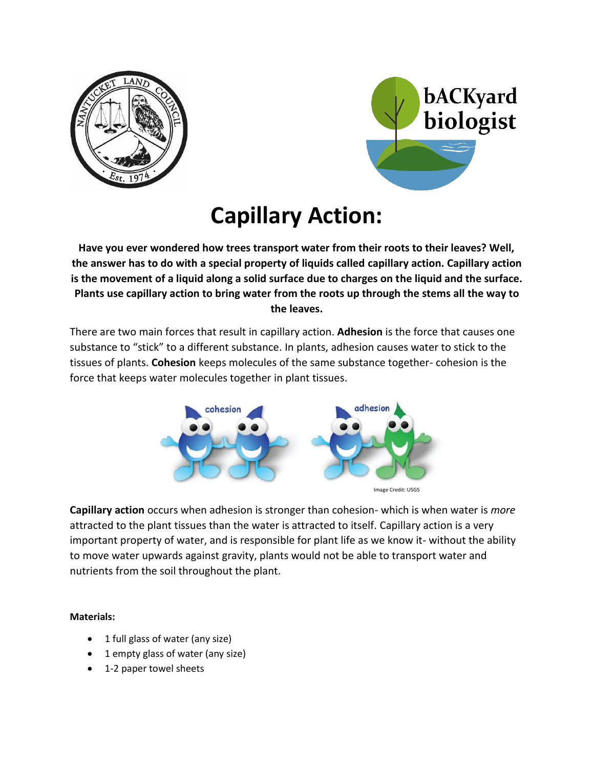# Capillary Action:

**Have you ever wondered how trees transport water from their roots to their leaves? Well, the answer has to do with a special property of liquids called capillary action. Capillary action is the movement of a liquid along a solid surface due to charges on the liquid and the surface. Plants use capillary action to bring water from the roots up through the stems all the way to the leaves.**

There are two main forces that result in capillary action. **Adhesion** is the force that causes one substance to "stick" to a different substance. In plants, adhesion causes water to stick to the tissues of plants. **Cohesion** keeps molecules of the same substance together- cohesion is the force that keeps water molecules together in plant tissues.

Image Credit: USGS

**Capillary action** occurs when adhesion is stronger than cohesion- which is when water is *more* attracted to the plant tissues than the water is attracted to itself. Capillary action is a very important property of water, and is responsible for plant life as we know it- without the ability to move water upwards against gravity, plants would not be able to transport water and nutrients from the soil throughout the plant.

**Materials:**

- 1 full glass of water (any size)
- 1 empty glass of water (any size)
- 1-2 paper towel sheets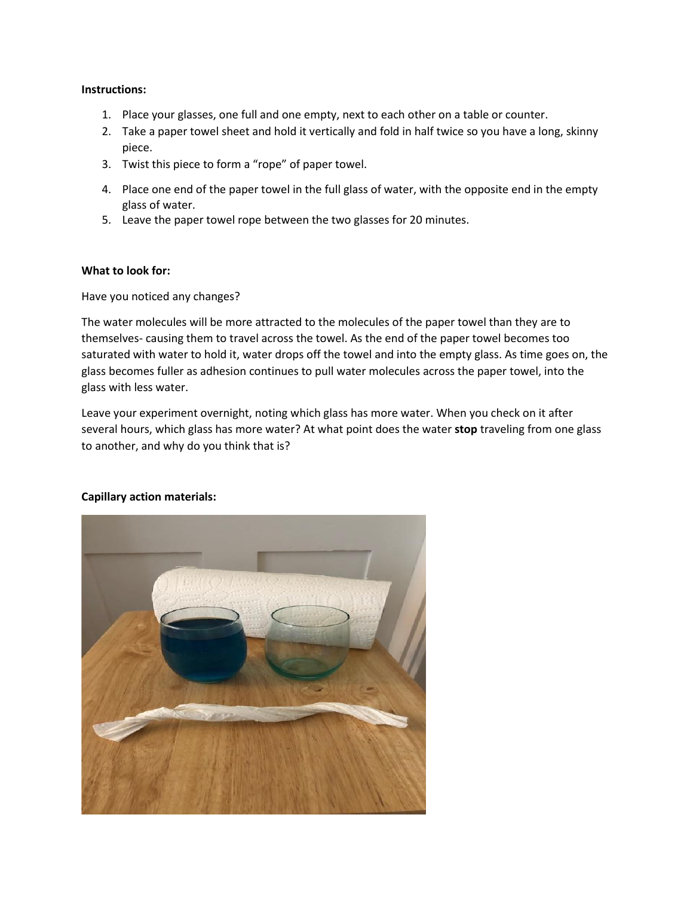**Instructions:**

1. Place your glasses, one full and one empty, next to each other on a table or counter.
2. Take a paper towel sheet and hold it vertically and fold in half twice so you have a long, skinny piece.
3. Twist this piece to form a "rope" of paper towel.
4. Place one end of the paper towel in the full glass of water, with the opposite end in the empty glass of water.
5. Leave the paper towel rope between the two glasses for 20 minutes.

**What to look for:**

Have you noticed any changes?

The water molecules will be more attracted to the molecules of the paper towel than they are to themselves- causing them to travel across the towel. As the end of the paper towel becomes too saturated with water to hold it, water drops off the towel and into the empty glass. As time goes on, the glass becomes fuller as adhesion continues to pull water molecules across the paper towel, into the glass with less water.

Leave your experiment overnight, noting which glass has more water. When you check on it after several hours, which glass has more water? At what point does the water **stop** traveling from one glass to another, and why do you think that is?

**Capillary action materials:**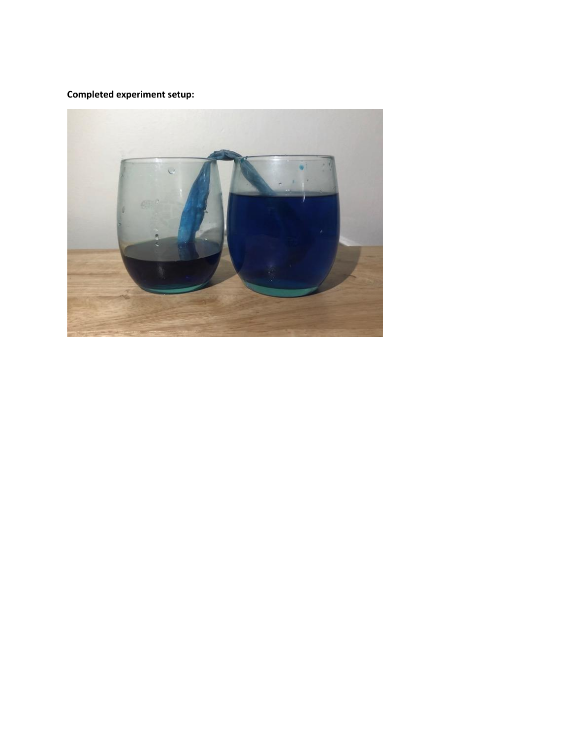**Completed experiment setup:**